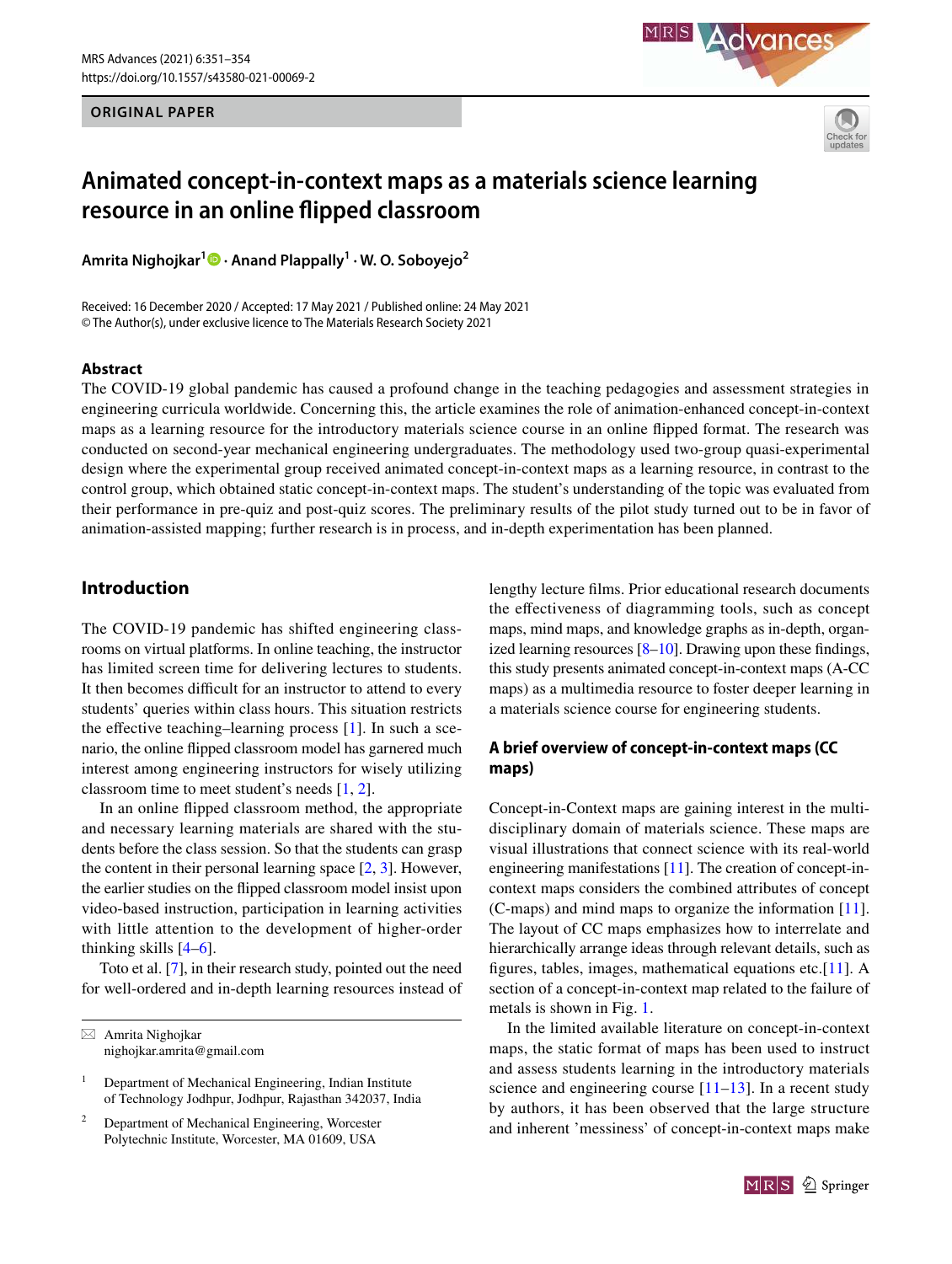ORIGINAL PAPER

# Animated concept-in-context maps as a materials science learning resource in an online flipped classroom

**Amrita Nighojkar[1] · Anand Plappally[1] · W. O. Soboyejo[2]**

Received: 16 December 2020 / Accepted: 17 May 2021 / Published online: 24 May 2021
© The Author(s), under exclusive licence to The Materials Research Society 2021

## Abstract

The COVID-19 global pandemic has caused a profound change in the teaching pedagogies and assessment strategies in engineering curricula worldwide. Concerning this, the article examines the role of animation-enhanced concept-in-context maps as a learning resource for the introductory materials science course in an online flipped format. The research was conducted on second-year mechanical engineering undergraduates. The methodology used two-group quasi-experimental design where the experimental group received animated concept-in-context maps as a learning resource, in contrast to the control group, which obtained static concept-in-context maps. The student's understanding of the topic was evaluated from their performance in pre-quiz and post-quiz scores. The preliminary results of the pilot study turned out to be in favor of animation-assisted mapping; further research is in process, and in-depth experimentation has been planned.

## Introduction

The COVID-19 pandemic has shifted engineering classrooms on virtual platforms. In online teaching, the instructor has limited screen time for delivering lectures to students. It then becomes difficult for an instructor to attend to every students' queries within class hours. This situation restricts the effective teaching–learning process [1]. In such a scenario, the online flipped classroom model has garnered much interest among engineering instructors for wisely utilizing classroom time to meet student's needs [1, 2].

In an online flipped classroom method, the appropriate and necessary learning materials are shared with the students before the class session. So that the students can grasp the content in their personal learning space [2, 3]. However, the earlier studies on the flipped classroom model insist upon video-based instruction, participation in learning activities with little attention to the development of higher-order thinking skills [4–6].

Toto et al. [7], in their research study, pointed out the need for well-ordered and in-depth learning resources instead of lengthy lecture films. Prior educational research documents the effectiveness of diagramming tools, such as concept maps, mind maps, and knowledge graphs as in-depth, organized learning resources [8–10]. Drawing upon these findings, this study presents animated concept-in-context maps (A-CC maps) as a multimedia resource to foster deeper learning in a materials science course for engineering students.

### A brief overview of concept-in-context maps (CC maps)

Concept-in-Context maps are gaining interest in the multidisciplinary domain of materials science. These maps are visual illustrations that connect science with its real-world engineering manifestations [11]. The creation of concept-in-context maps considers the combined attributes of concept (C-maps) and mind maps to organize the information [11]. The layout of CC maps emphasizes how to interrelate and hierarchically arrange ideas through relevant details, such as figures, tables, images, mathematical equations etc. [11]. A section of a concept-in-context map related to the failure of metals is shown in Fig. 1.

In the limited available literature on concept-in-context maps, the static format of maps has been used to instruct and assess students learning in the introductory materials science and engineering course [11–13]. In a recent study by authors, it has been observed that the large structure and inherent 'messiness' of concept-in-context maps make

---

✉ Amrita Nighojkar
nighojkar.amrita@gmail.com

[1] Department of Mechanical Engineering, Indian Institute of Technology Jodhpur, Jodhpur, Rajasthan 342037, India

[2] Department of Mechanical Engineering, Worcester Polytechnic Institute, Worcester, MA 01609, USA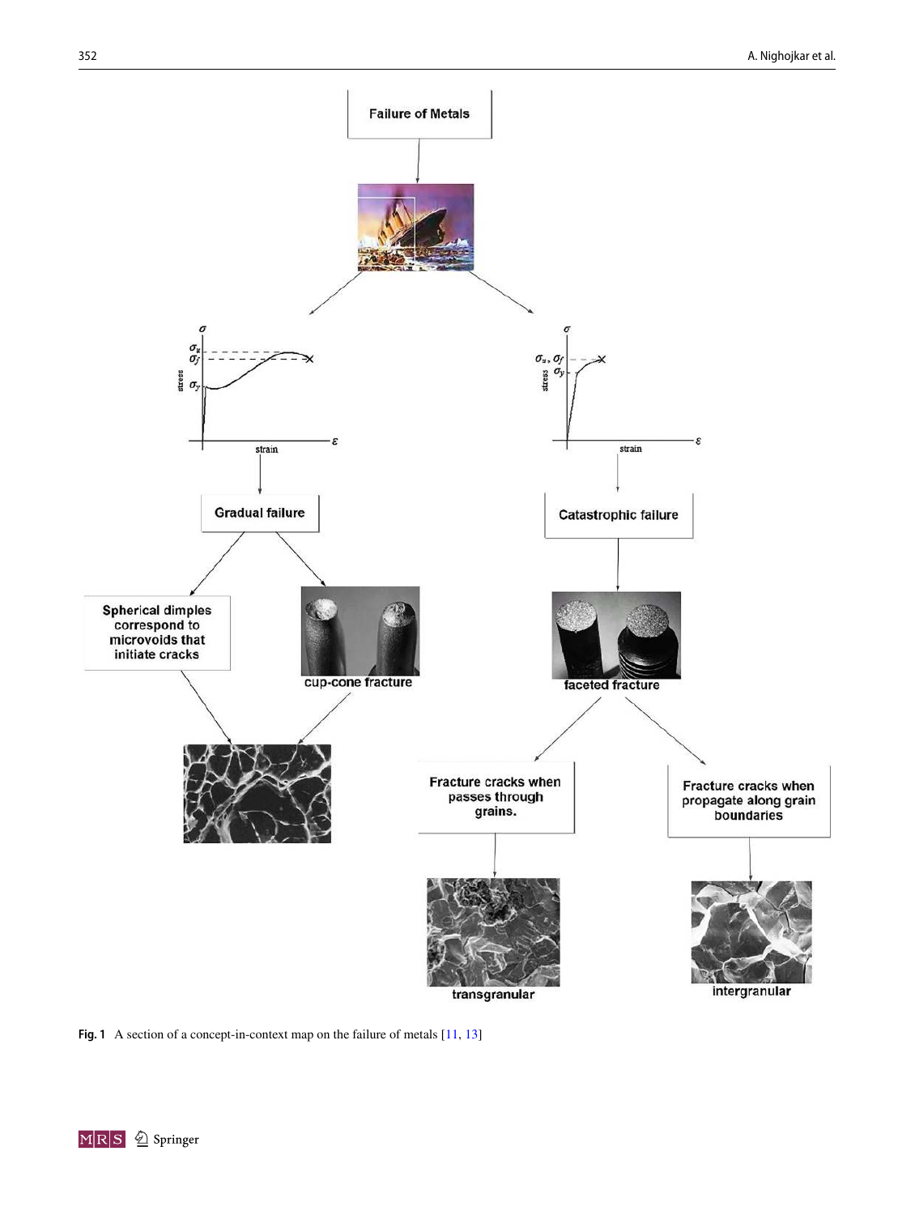Failure of Metals

Gradual failure

Spherical dimples correspond to microvoids that initiate cracks

cup-cone fracture

Catastrophic failure

faceted fracture

Fracture cracks when passes through grains.

Fracture cracks when propagate along grain boundaries

transgranular

intergranular

**Fig. 1** A section of a concept-in-context map on the failure of metals [11, 13]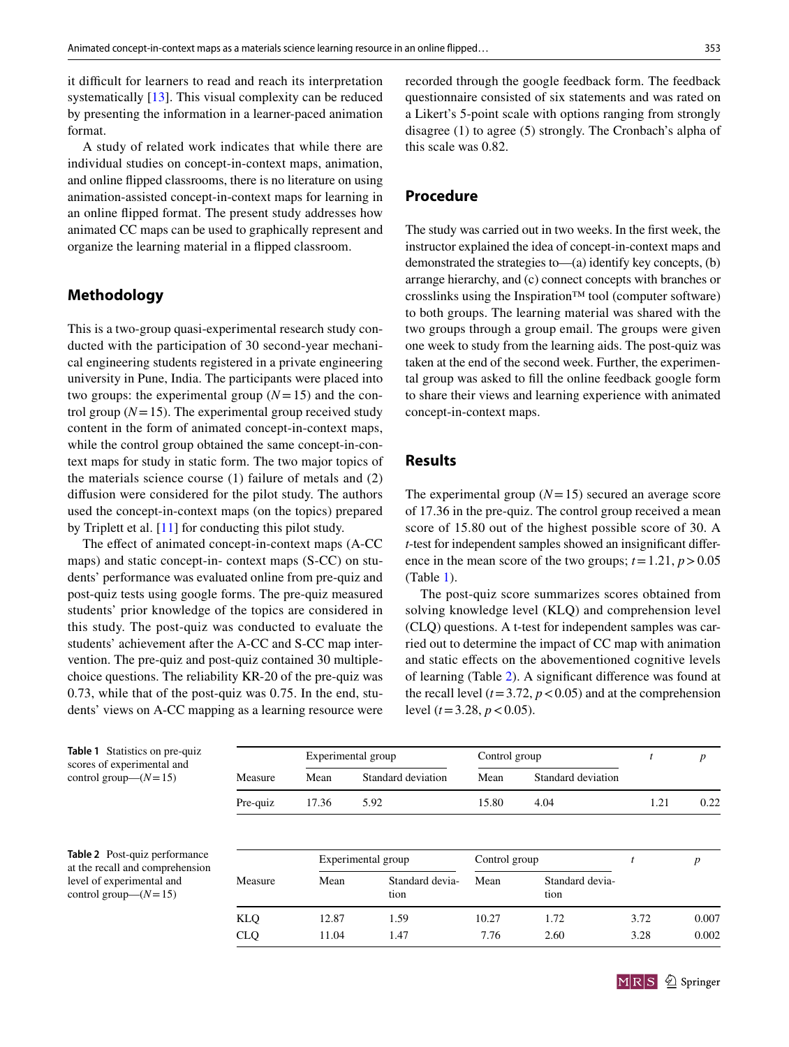it difficult for learners to read and reach its interpretation systematically [13]. This visual complexity can be reduced by presenting the information in a learner-paced animation format.

A study of related work indicates that while there are individual studies on concept-in-context maps, animation, and online flipped classrooms, there is no literature on using animation-assisted concept-in-context maps for learning in an online flipped format. The present study addresses how animated CC maps can be used to graphically represent and organize the learning material in a flipped classroom.

## Methodology

This is a two-group quasi-experimental research study conducted with the participation of 30 second-year mechanical engineering students registered in a private engineering university in Pune, India. The participants were placed into two groups: the experimental group ($N = 15$) and the control group ($N = 15$). The experimental group received study content in the form of animated concept-in-context maps, while the control group obtained the same concept-in-context maps for study in static form. The two major topics of the materials science course (1) failure of metals and (2) diffusion were considered for the pilot study. The authors used the concept-in-context maps (on the topics) prepared by Triplett et al. [11] for conducting this pilot study.

The effect of animated concept-in-context maps (A-CC maps) and static concept-in- context maps (S-CC) on students' performance was evaluated online from pre-quiz and post-quiz tests using google forms. The pre-quiz measured students' prior knowledge of the topics are considered in this study. The post-quiz was conducted to evaluate the students' achievement after the A-CC and S-CC map intervention. The pre-quiz and post-quiz contained 30 multiple-choice questions. The reliability KR-20 of the pre-quiz was 0.73, while that of the post-quiz was 0.75. In the end, students' views on A-CC mapping as a learning resource were recorded through the google feedback form. The feedback questionnaire consisted of six statements and was rated on a Likert's 5-point scale with options ranging from strongly disagree (1) to agree (5) strongly. The Cronbach's alpha of this scale was 0.82.

## Procedure

The study was carried out in two weeks. In the first week, the instructor explained the idea of concept-in-context maps and demonstrated the strategies to—(a) identify key concepts, (b) arrange hierarchy, and (c) connect concepts with branches or crosslinks using the Inspiration™ tool (computer software) to both groups. The learning material was shared with the two groups through a group email. The groups were given one week to study from the learning aids. The post-quiz was taken at the end of the second week. Further, the experimental group was asked to fill the online feedback google form to share their views and learning experience with animated concept-in-context maps.

## Results

The experimental group ($N = 15$) secured an average score of 17.36 in the pre-quiz. The control group received a mean score of 15.80 out of the highest possible score of 30. A *t*-test for independent samples showed an insignificant difference in the mean score of the two groups; $t = 1.21$, $p > 0.05$ (Table 1).

The post-quiz score summarizes scores obtained from solving knowledge level (KLQ) and comprehension level (CLQ) questions. A t-test for independent samples was carried out to determine the impact of CC map with animation and static effects on the abovementioned cognitive levels of learning (Table 2). A significant difference was found at the recall level ($t = 3.72$, $p < 0.05$) and at the comprehension level ($t = 3.28$, $p < 0.05$).

**Table 1** Statistics on pre-quiz scores of experimental and control group—($N = 15$)

| Measure | Experimental group | | Control group | | $t$ | $p$ |
|---|---|---|---|---|---|---|
| | Mean | Standard deviation | Mean | Standard deviation | | |
| Pre-quiz | 17.36 | 5.92 | 15.80 | 4.04 | 1.21 | 0.22 |

**Table 2** Post-quiz performance at the recall and comprehension level of experimental and control group—($N = 15$)

| Measure | Experimental group | | Control group | | $t$ | $p$ |
|---|---|---|---|---|---|---|
| | Mean | Standard deviation | Mean | Standard deviation | | |
| KLQ | 12.87 | 1.59 | 10.27 | 1.72 | 3.72 | 0.007 |
| CLQ | 11.04 | 1.47 | 7.76 | 2.60 | 3.28 | 0.002 |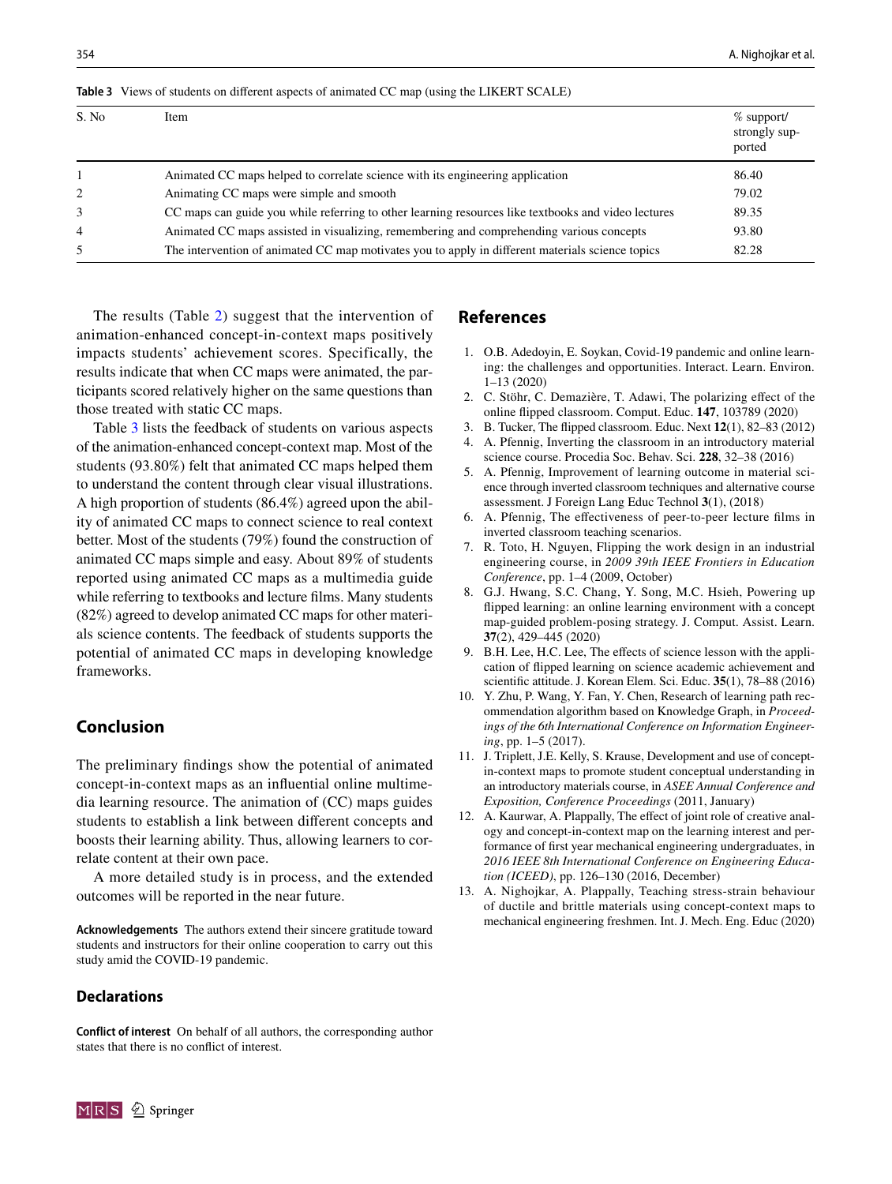**Table 3** Views of students on different aspects of animated CC map (using the LIKERT SCALE)

| S. No | Item | % support/ strongly supported |
|---|---|---|
| 1 | Animated CC maps helped to correlate science with its engineering application | 86.40 |
| 2 | Animating CC maps were simple and smooth | 79.02 |
| 3 | CC maps can guide you while referring to other learning resources like textbooks and video lectures | 89.35 |
| 4 | Animated CC maps assisted in visualizing, remembering and comprehending various concepts | 93.80 |
| 5 | The intervention of animated CC map motivates you to apply in different materials science topics | 82.28 |

The results (Table 2) suggest that the intervention of animation-enhanced concept-in-context maps positively impacts students' achievement scores. Specifically, the results indicate that when CC maps were animated, the participants scored relatively higher on the same questions than those treated with static CC maps.

Table 3 lists the feedback of students on various aspects of the animation-enhanced concept-context map. Most of the students (93.80%) felt that animated CC maps helped them to understand the content through clear visual illustrations. A high proportion of students (86.4%) agreed upon the ability of animated CC maps to connect science to real context better. Most of the students (79%) found the construction of animated CC maps simple and easy. About 89% of students reported using animated CC maps as a multimedia guide while referring to textbooks and lecture films. Many students (82%) agreed to develop animated CC maps for other materials science contents. The feedback of students supports the potential of animated CC maps in developing knowledge frameworks.

## Conclusion

The preliminary findings show the potential of animated concept-in-context maps as an influential online multimedia learning resource. The animation of (CC) maps guides students to establish a link between different concepts and boosts their learning ability. Thus, allowing learners to correlate content at their own pace.

A more detailed study is in process, and the extended outcomes will be reported in the near future.

**Acknowledgements** The authors extend their sincere gratitude toward students and instructors for their online cooperation to carry out this study amid the COVID-19 pandemic.

## Declarations

**Conflict of interest** On behalf of all authors, the corresponding author states that there is no conflict of interest.

## References

1. O.B. Adedoyin, E. Soykan, Covid-19 pandemic and online learning: the challenges and opportunities. Interact. Learn. Environ. 1–13 (2020)
2. C. Stöhr, C. Demazière, T. Adawi, The polarizing effect of the online flipped classroom. Comput. Educ. **147**, 103789 (2020)
3. B. Tucker, The flipped classroom. Educ. Next **12**(1), 82–83 (2012)
4. A. Pfennig, Inverting the classroom in an introductory material science course. Procedia Soc. Behav. Sci. **228**, 32–38 (2016)
5. A. Pfennig, Improvement of learning outcome in material science through inverted classroom techniques and alternative course assessment. J Foreign Lang Educ Technol **3**(1), (2018)
6. A. Pfennig, The effectiveness of peer-to-peer lecture films in inverted classroom teaching scenarios.
7. R. Toto, H. Nguyen, Flipping the work design in an industrial engineering course, in *2009 39th IEEE Frontiers in Education Conference*, pp. 1–4 (2009, October)
8. G.J. Hwang, S.C. Chang, Y. Song, M.C. Hsieh, Powering up flipped learning: an online learning environment with a concept map-guided problem-posing strategy. J. Comput. Assist. Learn. **37**(2), 429–445 (2020)
9. B.H. Lee, H.C. Lee, The effects of science lesson with the application of flipped learning on science academic achievement and scientific attitude. J. Korean Elem. Sci. Educ. **35**(1), 78–88 (2016)
10. Y. Zhu, P. Wang, Y. Fan, Y. Chen, Research of learning path recommendation algorithm based on Knowledge Graph, in *Proceedings of the 6th International Conference on Information Engineering*, pp. 1–5 (2017).
11. J. Triplett, J.E. Kelly, S. Krause, Development and use of concept-in-context maps to promote student conceptual understanding in an introductory materials course, in *ASEE Annual Conference and Exposition, Conference Proceedings* (2011, January)
12. A. Kaurwar, A. Plappally, The effect of joint role of creative analogy and concept-in-context map on the learning interest and performance of first year mechanical engineering undergraduates, in *2016 IEEE 8th International Conference on Engineering Education (ICEED)*, pp. 126–130 (2016, December)
13. A. Nighojkar, A. Plappally, Teaching stress-strain behaviour of ductile and brittle materials using concept-context maps to mechanical engineering freshmen. Int. J. Mech. Eng. Educ (2020)